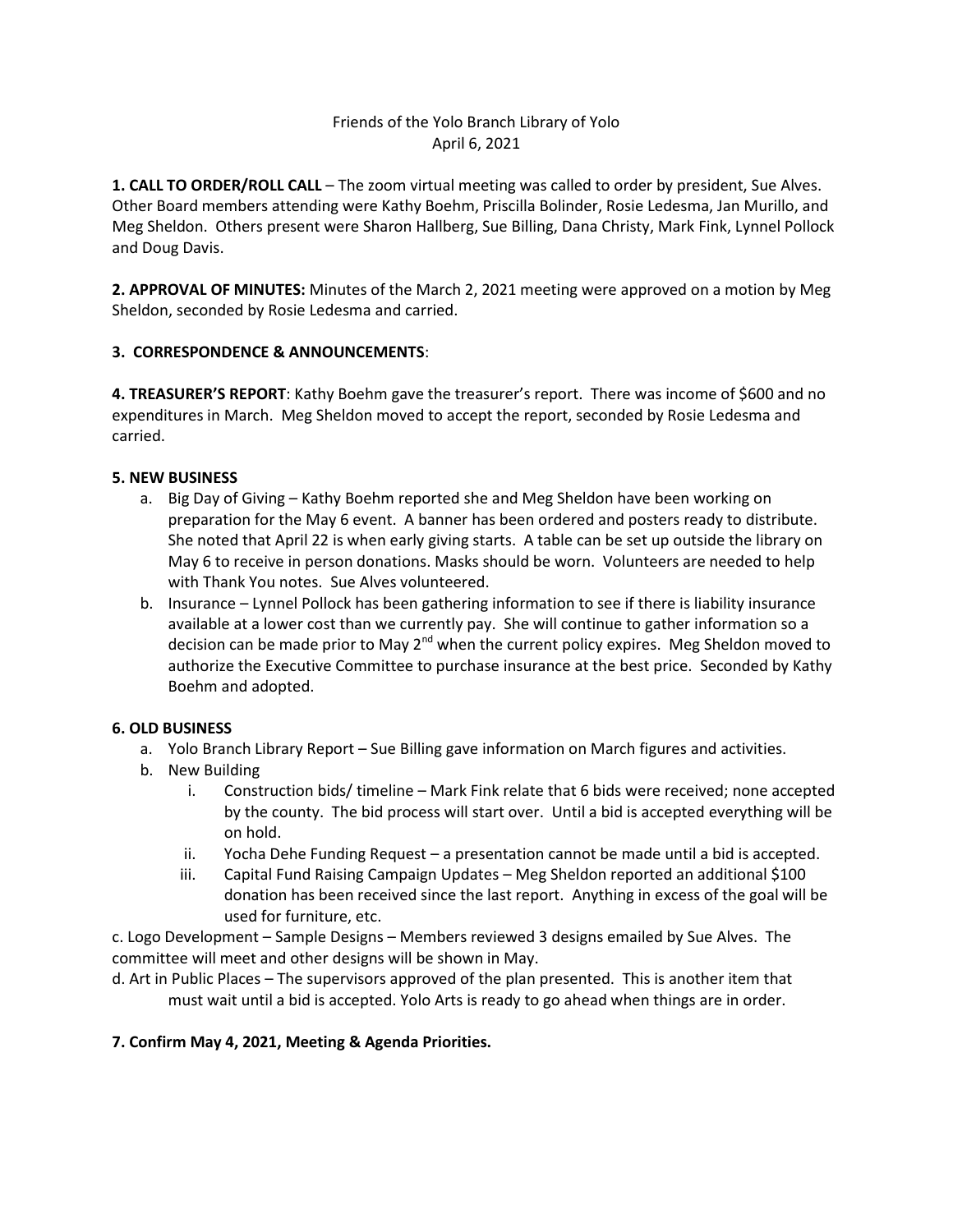Friends of the Yolo Branch Library of Yolo
April 6, 2021

**1. CALL TO ORDER/ROLL CALL** – The zoom virtual meeting was called to order by president, Sue Alves. Other Board members attending were Kathy Boehm, Priscilla Bolinder, Rosie Ledesma, Jan Murillo, and Meg Sheldon. Others present were Sharon Hallberg, Sue Billing, Dana Christy, Mark Fink, Lynnel Pollock and Doug Davis.

**2. APPROVAL OF MINUTES:** Minutes of the March 2, 2021 meeting were approved on a motion by Meg Sheldon, seconded by Rosie Ledesma and carried.

**3. CORRESPONDENCE & ANNOUNCEMENTS**:

**4. TREASURER'S REPORT**: Kathy Boehm gave the treasurer's report. There was income of $600 and no expenditures in March. Meg Sheldon moved to accept the report, seconded by Rosie Ledesma and carried.

**5. NEW BUSINESS**

a. Big Day of Giving – Kathy Boehm reported she and Meg Sheldon have been working on preparation for the May 6 event. A banner has been ordered and posters ready to distribute. She noted that April 22 is when early giving starts. A table can be set up outside the library on May 6 to receive in person donations. Masks should be worn. Volunteers are needed to help with Thank You notes. Sue Alves volunteered.

b. Insurance – Lynnel Pollock has been gathering information to see if there is liability insurance available at a lower cost than we currently pay. She will continue to gather information so a decision can be made prior to May 2nd when the current policy expires. Meg Sheldon moved to authorize the Executive Committee to purchase insurance at the best price. Seconded by Kathy Boehm and adopted.

**6. OLD BUSINESS**

a. Yolo Branch Library Report – Sue Billing gave information on March figures and activities.

b. New Building

   i. Construction bids/ timeline – Mark Fink relate that 6 bids were received; none accepted by the county. The bid process will start over. Until a bid is accepted everything will be on hold.

   ii. Yocha Dehe Funding Request – a presentation cannot be made until a bid is accepted.

   iii. Capital Fund Raising Campaign Updates – Meg Sheldon reported an additional $100 donation has been received since the last report. Anything in excess of the goal will be used for furniture, etc.

c. Logo Development – Sample Designs – Members reviewed 3 designs emailed by Sue Alves. The committee will meet and other designs will be shown in May.

d. Art in Public Places – The supervisors approved of the plan presented. This is another item that must wait until a bid is accepted. Yolo Arts is ready to go ahead when things are in order.

**7. Confirm May 4, 2021, Meeting & Agenda Priorities.**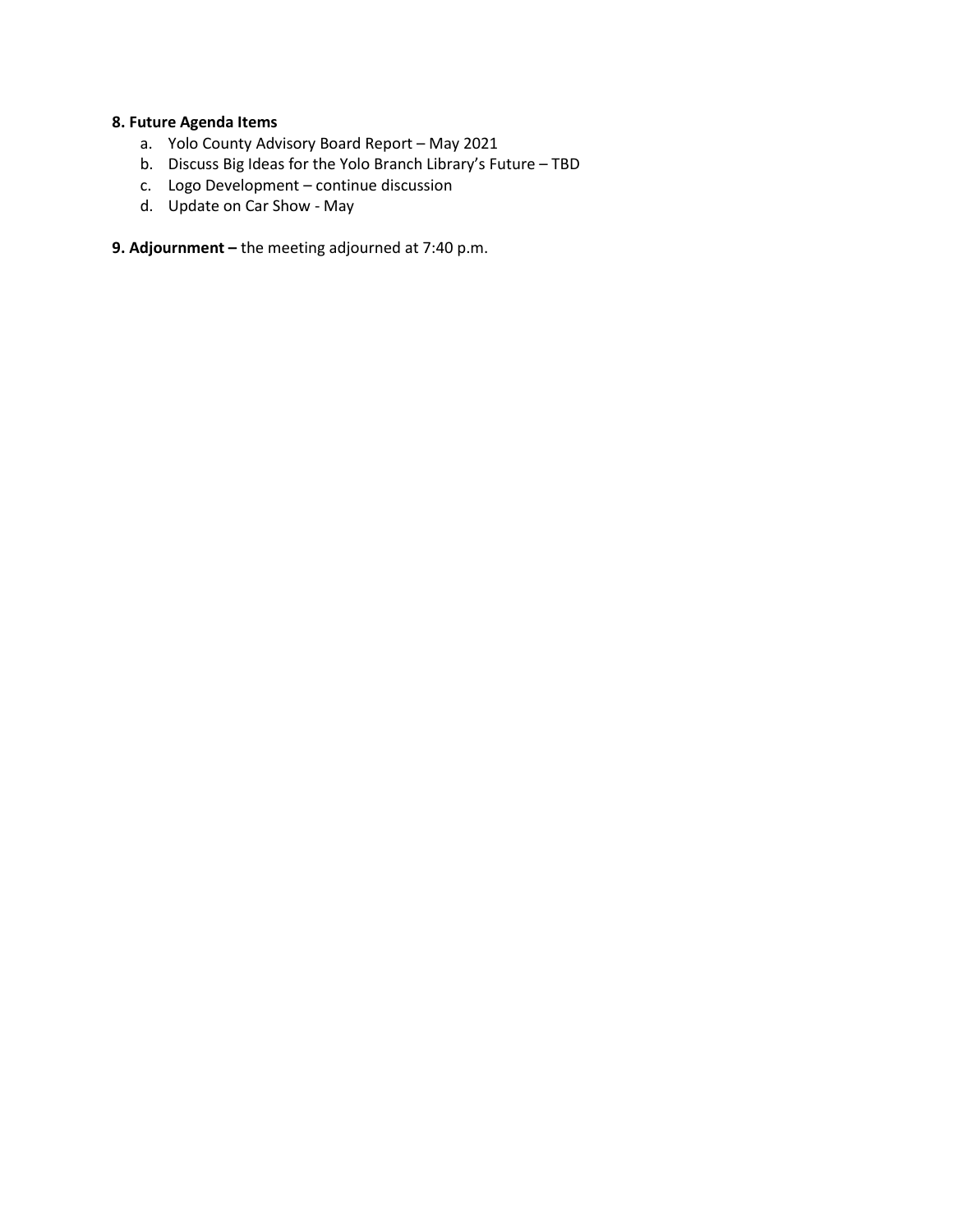**8. Future Agenda Items**

a. Yolo County Advisory Board Report – May 2021
b. Discuss Big Ideas for the Yolo Branch Library's Future – TBD
c. Logo Development – continue discussion
d. Update on Car Show - May

**9. Adjournment –** the meeting adjourned at 7:40 p.m.